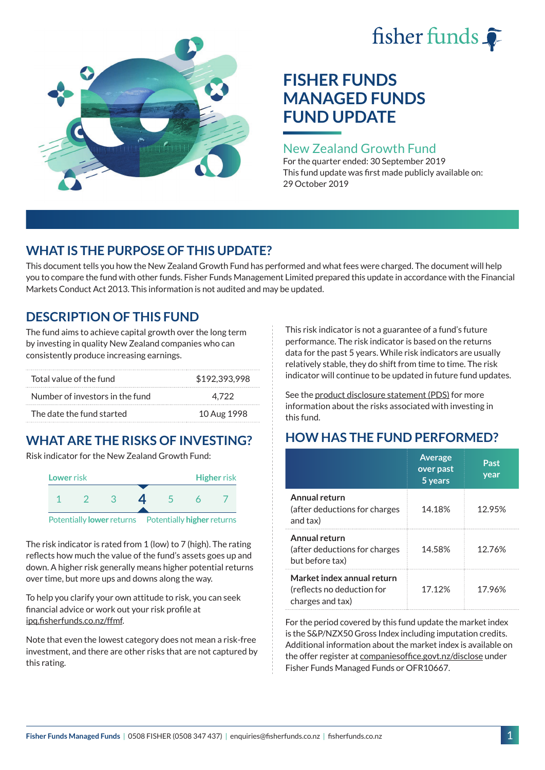# FISHER FUNDS MANAGED FUNDS FUND UPDATE

## New Zealand Growth Fund

For the quarter ended: 30 September 2019

This fund update was first made publicly available on: 29 October 2019

## WHAT IS THE PURPOSE OF THIS UPDATE?

This document tells you how the New Zealand Growth Fund has performed and what fees were charged. The document will help you to compare the fund with other funds. Fisher Funds Management Limited prepared this update in accordance with the Financial Markets Conduct Act 2013. This information is not audited and may be updated.

## DESCRIPTION OF THIS FUND

The fund aims to achieve capital growth over the long term by investing in quality New Zealand companies who can consistently produce increasing earnings.

| | |
|---|---|
| Total value of the fund | $192,393,998 |
| Number of investors in the fund | 4,722 |
| The date the fund started | 10 Aug 1998 |

## WHAT ARE THE RISKS OF INVESTING?

Risk indicator for the New Zealand Growth Fund:

| Lower risk | | | | | | Higher risk |
|---|---|---|---|---|---|---|
| 1 | 2 | 3 | **4** | 5 | 6 | 7 |

Potentially lower returns — Potentially higher returns

The risk indicator is rated from 1 (low) to 7 (high). The rating reflects how much the value of the fund's assets goes up and down. A higher risk generally means higher potential returns over time, but more ups and downs along the way.

To help you clarify your own attitude to risk, you can seek financial advice or work out your risk profile at ipq.fisherfunds.co.nz/ffmf.

Note that even the lowest category does not mean a risk-free investment, and there are other risks that are not captured by this rating.

This risk indicator is not a guarantee of a fund's future performance. The risk indicator is based on the returns data for the past 5 years. While risk indicators are usually relatively stable, they do shift from time to time. The risk indicator will continue to be updated in future fund updates.

See the product disclosure statement (PDS) for more information about the risks associated with investing in this fund.

## HOW HAS THE FUND PERFORMED?

| | Average over past 5 years | Past year |
|---|---|---|
| **Annual return** (after deductions for charges and tax) | 14.18% | 12.95% |
| **Annual return** (after deductions for charges but before tax) | 14.58% | 12.76% |
| **Market index annual return** (reflects no deduction for charges and tax) | 17.12% | 17.96% |

For the period covered by this fund update the market index is the S&P/NZX50 Gross Index including imputation credits. Additional information about the market index is available on the offer register at companiesoffice.govt.nz/disclose under Fisher Funds Managed Funds or OFR10667.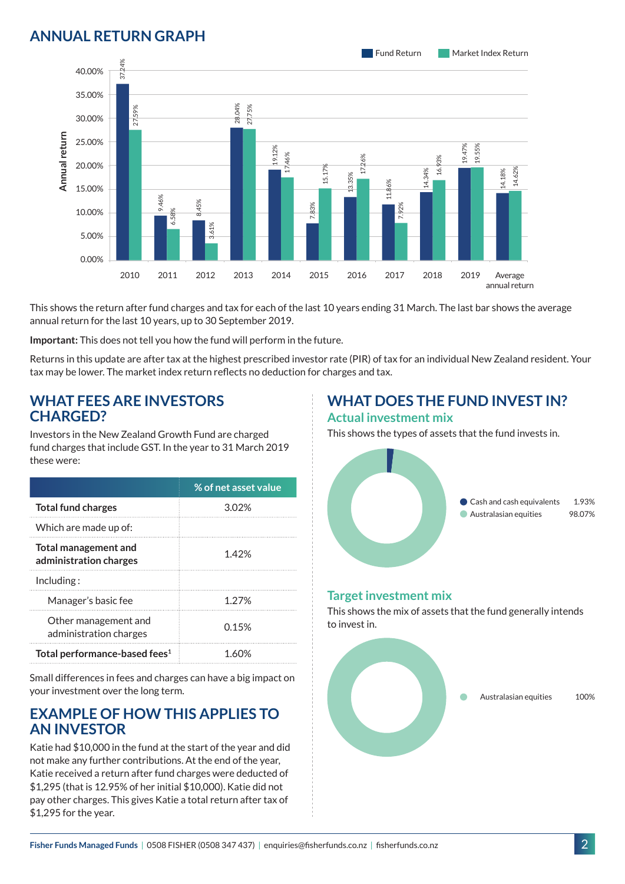## ANNUAL RETURN GRAPH

| Year | Fund Return | Market Index Return |
|---|---|---|
| 2010 | 37.24% | 27.59% |
| 2011 | 9.46% | 6.58% |
| 2012 | 8.45% | 3.61% |
| 2013 | 28.04% | 27.75% |
| 2014 | 19.12% | 17.46% |
| 2015 | 7.83% | 15.17% |
| 2016 | 13.35% | 17.26% |
| 2017 | 11.86% | 7.92% |
| 2018 | 14.34% | 16.93% |
| 2019 | 19.47% | 19.55% |
| Average annual return | 14.18% | 14.62% |

This shows the return after fund charges and tax for each of the last 10 years ending 31 March. The last bar shows the average annual return for the last 10 years, up to 30 September 2019.

**Important:** This does not tell you how the fund will perform in the future.

Returns in this update are after tax at the highest prescribed investor rate (PIR) of tax for an individual New Zealand resident. Your tax may be lower. The market index return reflects no deduction for charges and tax.

## WHAT FEES ARE INVESTORS CHARGED?

Investors in the New Zealand Growth Fund are charged fund charges that include GST. In the year to 31 March 2019 these were:

| | % of net asset value |
|---|---|
| **Total fund charges** | 3.02% |
| Which are made up of: | |
| **Total management and administration charges** | 1.42% |
| Including : | |
| Manager's basic fee | 1.27% |
| Other management and administration charges | 0.15% |
| **Total performance-based fees**[1] | 1.60% |

Small differences in fees and charges can have a big impact on your investment over the long term.

## EXAMPLE OF HOW THIS APPLIES TO AN INVESTOR

Katie had $10,000 in the fund at the start of the year and did not make any further contributions. At the end of the year, Katie received a return after fund charges were deducted of $1,295 (that is 12.95% of her initial $10,000). Katie did not pay other charges. This gives Katie a total return after tax of $1,295 for the year.

## WHAT DOES THE FUND INVEST IN?

### Actual investment mix

This shows the types of assets that the fund invests in.

| Asset | % |
|---|---|
| Cash and cash equivalents | 1.93% |
| Australasian equities | 98.07% |

### Target investment mix

This shows the mix of assets that the fund generally intends to invest in.

| Asset | % |
|---|---|
| Australasian equities | 100% |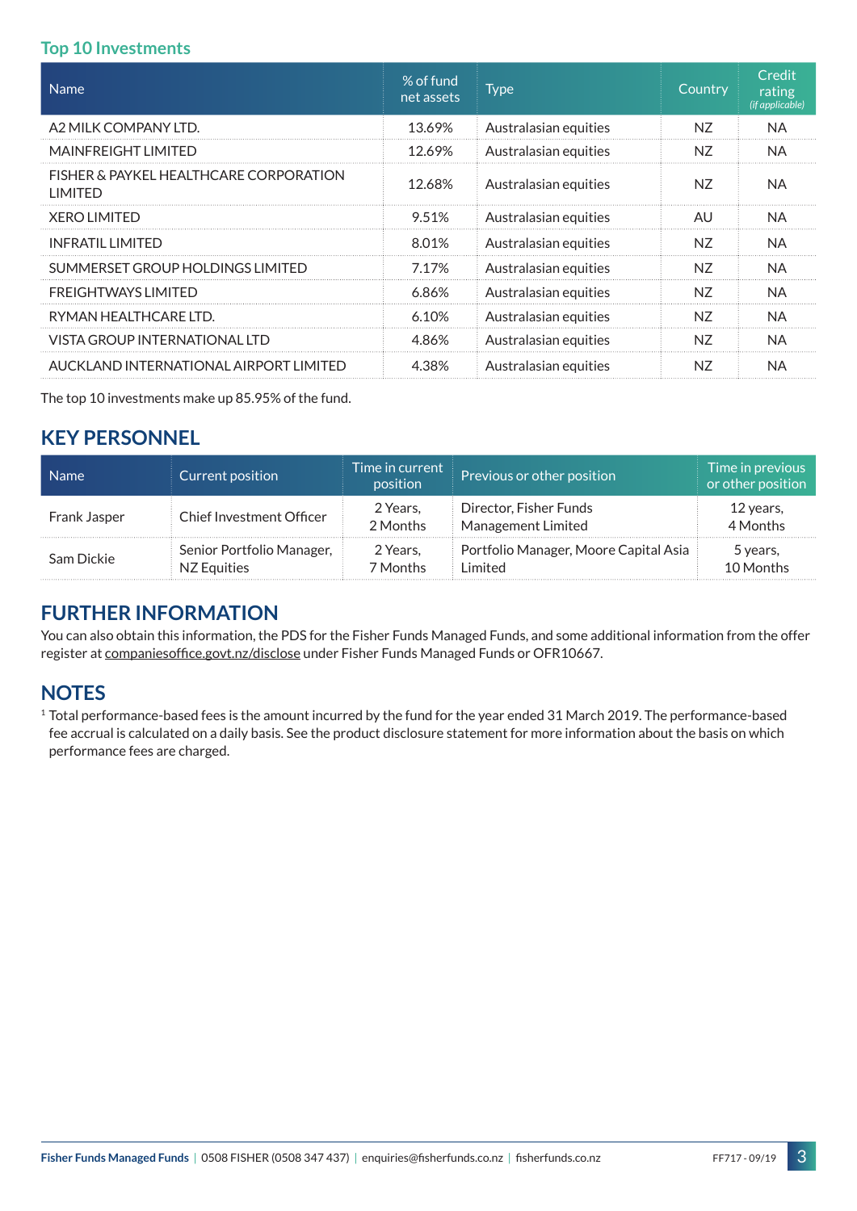## Top 10 Investments

| Name | % of fund net assets | Type | Country | Credit rating *(if applicable)* |
|---|---|---|---|---|
| A2 MILK COMPANY LTD. | 13.69% | Australasian equities | NZ | NA |
| MAINFREIGHT LIMITED | 12.69% | Australasian equities | NZ | NA |
| FISHER & PAYKEL HEALTHCARE CORPORATION LIMITED | 12.68% | Australasian equities | NZ | NA |
| XERO LIMITED | 9.51% | Australasian equities | AU | NA |
| INFRATIL LIMITED | 8.01% | Australasian equities | NZ | NA |
| SUMMERSET GROUP HOLDINGS LIMITED | 7.17% | Australasian equities | NZ | NA |
| FREIGHTWAYS LIMITED | 6.86% | Australasian equities | NZ | NA |
| RYMAN HEALTHCARE LTD. | 6.10% | Australasian equities | NZ | NA |
| VISTA GROUP INTERNATIONAL LTD | 4.86% | Australasian equities | NZ | NA |
| AUCKLAND INTERNATIONAL AIRPORT LIMITED | 4.38% | Australasian equities | NZ | NA |

The top 10 investments make up 85.95% of the fund.

## KEY PERSONNEL

| Name | Current position | Time in current position | Previous or other position | Time in previous or other position |
|---|---|---|---|---|
| Frank Jasper | Chief Investment Officer | 2 Years, 2 Months | Director, Fisher Funds Management Limited | 12 years, 4 Months |
| Sam Dickie | Senior Portfolio Manager, NZ Equities | 2 Years, 7 Months | Portfolio Manager, Moore Capital Asia Limited | 5 years, 10 Months |

## FURTHER INFORMATION

You can also obtain this information, the PDS for the Fisher Funds Managed Funds, and some additional information from the offer register at companiesoffice.govt.nz/disclose under Fisher Funds Managed Funds or OFR10667.

## NOTES

[1] Total performance-based fees is the amount incurred by the fund for the year ended 31 March 2019. The performance-based fee accrual is calculated on a daily basis. See the product disclosure statement for more information about the basis on which performance fees are charged.